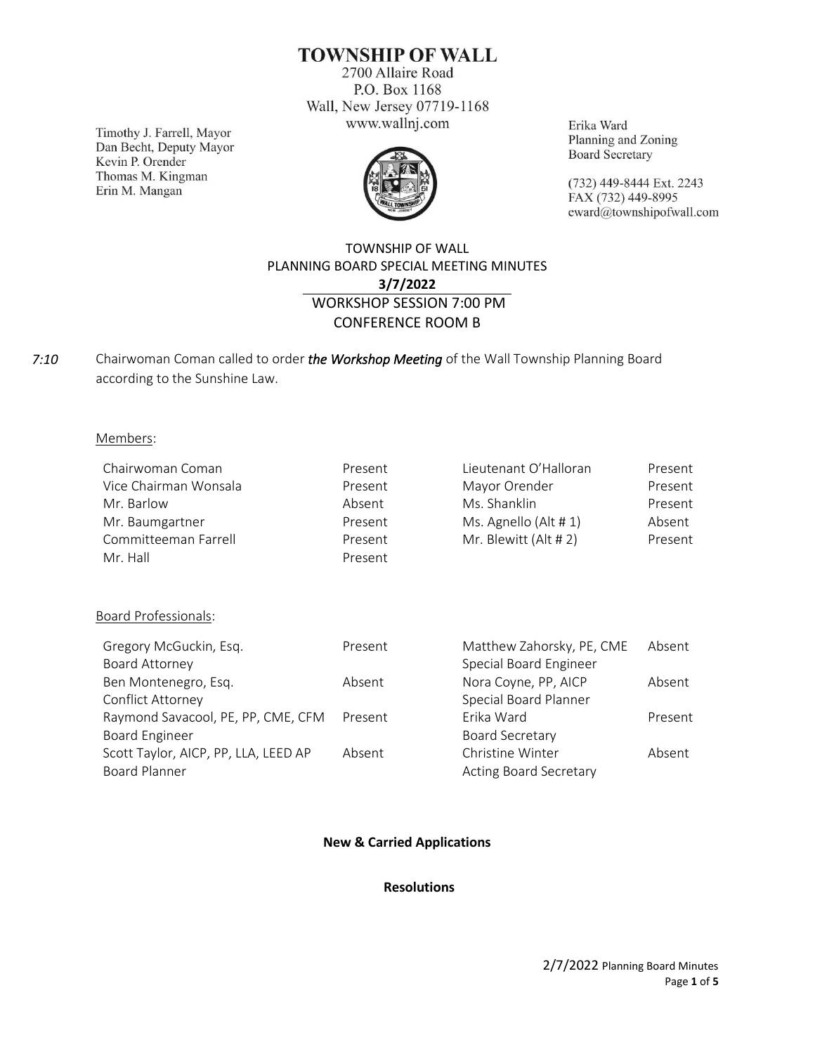# TOWNSHIP OF WALL

2700 Allaire Road
P.O. Box 1168
Wall, New Jersey 07719-1168
www.wallnj.com

Timothy J. Farrell, Mayor
Dan Becht, Deputy Mayor
Kevin P. Orender
Thomas M. Kingman
Erin M. Mangan

Erika Ward
Planning and Zoning
Board Secretary

(732) 449-8444 Ext. 2243
FAX (732) 449-8995
eward@townshipofwall.com

## TOWNSHIP OF WALL
## PLANNING BOARD SPECIAL MEETING MINUTES
## 3/7/2022
## WORKSHOP SESSION 7:00 PM
## CONFERENCE ROOM B

*7:10* Chairwoman Coman called to order ***the Workshop Meeting*** of the Wall Township Planning Board according to the Sunshine Law.

Members:

| | | | |
|---|---|---|---|
| Chairwoman Coman | Present | Lieutenant O'Halloran | Present |
| Vice Chairman Wonsala | Present | Mayor Orender | Present |
| Mr. Barlow | Absent | Ms. Shanklin | Present |
| Mr. Baumgartner | Present | Ms. Agnello (Alt # 1) | Absent |
| Committeeman Farrell | Present | Mr. Blewitt (Alt # 2) | Present |
| Mr. Hall | Present | | |

Board Professionals:

| | | | |
|---|---|---|---|
| Gregory McGuckin, Esq.<br>Board Attorney | Present | Matthew Zahorsky, PE, CME<br>Special Board Engineer | Absent |
| Ben Montenegro, Esq.<br>Conflict Attorney | Absent | Nora Coyne, PP, AICP<br>Special Board Planner | Absent |
| Raymond Savacool, PE, PP, CME, CFM<br>Board Engineer | Present | Erika Ward<br>Board Secretary | Present |
| Scott Taylor, AICP, PP, LLA, LEED AP<br>Board Planner | Absent | Christine Winter<br>Acting Board Secretary | Absent |

**New & Carried Applications**

**Resolutions**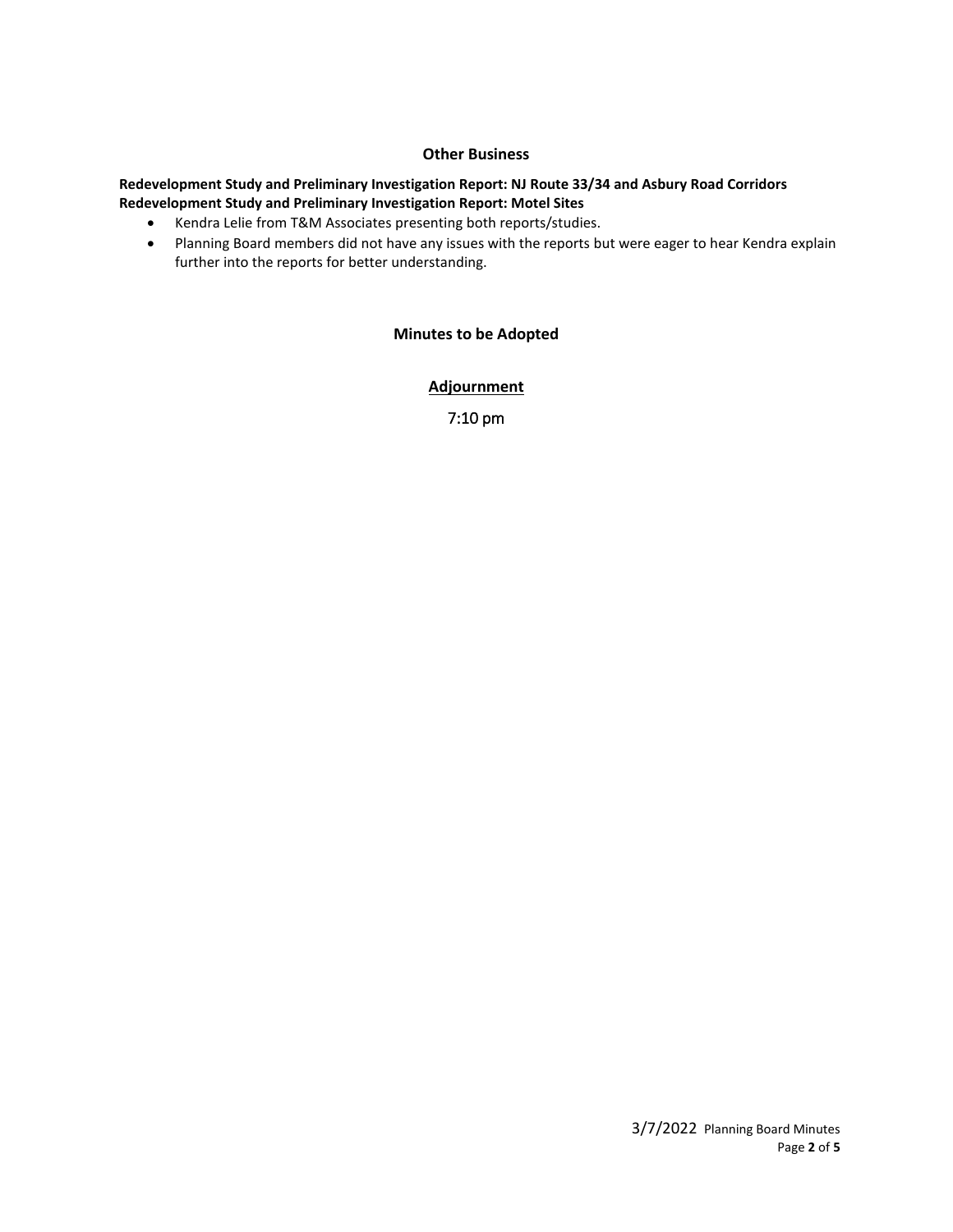## Other Business

**Redevelopment Study and Preliminary Investigation Report: NJ Route 33/34 and Asbury Road Corridors**
**Redevelopment Study and Preliminary Investigation Report: Motel Sites**

- Kendra Lelie from T&M Associates presenting both reports/studies.
- Planning Board members did not have any issues with the reports but were eager to hear Kendra explain further into the reports for better understanding.

## Minutes to be Adopted

## Adjournment

7:10 pm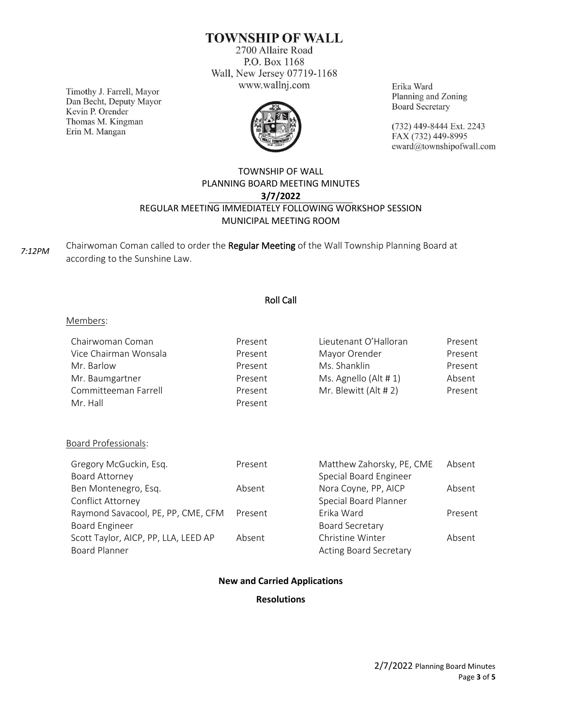# TOWNSHIP OF WALL

2700 Allaire Road
P.O. Box 1168
Wall, New Jersey 07719-1168
www.wallnj.com

Timothy J. Farrell, Mayor
Dan Becht, Deputy Mayor
Kevin P. Orender
Thomas M. Kingman
Erin M. Mangan

Erika Ward
Planning and Zoning
Board Secretary

(732) 449-8444 Ext. 2243
FAX (732) 449-8995
eward@townshipofwall.com

## TOWNSHIP OF WALL
## PLANNING BOARD MEETING MINUTES
## 3/7/2022
## REGULAR MEETING IMMEDIATELY FOLLOWING WORKSHOP SESSION
## MUNICIPAL MEETING ROOM

*7:12PM* Chairwoman Coman called to order the **Regular Meeting** of the Wall Township Planning Board at according to the Sunshine Law.

### Roll Call

Members:

| | | | |
|---|---|---|---|
| Chairwoman Coman | Present | Lieutenant O'Halloran | Present |
| Vice Chairman Wonsala | Present | Mayor Orender | Present |
| Mr. Barlow | Present | Ms. Shanklin | Present |
| Mr. Baumgartner | Present | Ms. Agnello (Alt # 1) | Absent |
| Committeeman Farrell | Present | Mr. Blewitt (Alt # 2) | Present |
| Mr. Hall | Present | | |

Board Professionals:

| | | | |
|---|---|---|---|
| Gregory McGuckin, Esq. Board Attorney | Present | Matthew Zahorsky, PE, CME Special Board Engineer | Absent |
| Ben Montenegro, Esq. Conflict Attorney | Absent | Nora Coyne, PP, AICP Special Board Planner | Absent |
| Raymond Savacool, PE, PP, CME, CFM Board Engineer | Present | Erika Ward Board Secretary | Present |
| Scott Taylor, AICP, PP, LLA, LEED AP Board Planner | Absent | Christine Winter Acting Board Secretary | Absent |

**New and Carried Applications**

**Resolutions**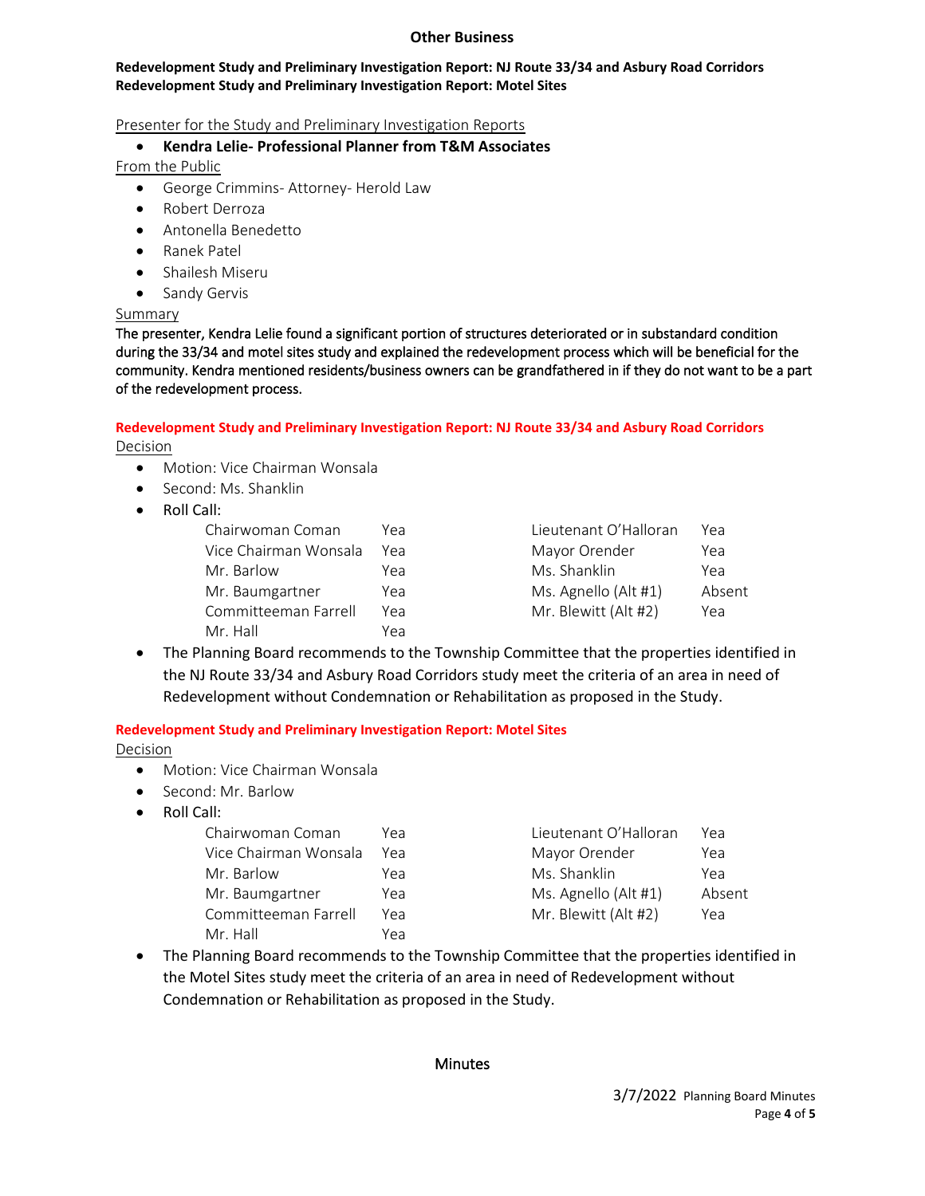## Other Business

**Redevelopment Study and Preliminary Investigation Report: NJ Route 33/34 and Asbury Road Corridors**
**Redevelopment Study and Preliminary Investigation Report: Motel Sites**

Presenter for the Study and Preliminary Investigation Reports

- **Kendra Lelie- Professional Planner from T&M Associates**

From the Public

- George Crimmins- Attorney- Herold Law
- Robert Derroza
- Antonella Benedetto
- Ranek Patel
- Shailesh Miseru
- Sandy Gervis

Summary

The presenter, Kendra Lelie found a significant portion of structures deteriorated or in substandard condition during the 33/34 and motel sites study and explained the redevelopment process which will be beneficial for the community. Kendra mentioned residents/business owners can be grandfathered in if they do not want to be a part of the redevelopment process.

**Redevelopment Study and Preliminary Investigation Report: NJ Route 33/34 and Asbury Road Corridors**

Decision

- Motion: Vice Chairman Wonsala
- Second: Ms. Shanklin
- Roll Call:

| | | | |
|---|---|---|---|
| Chairwoman Coman | Yea | Lieutenant O'Halloran | Yea |
| Vice Chairman Wonsala | Yea | Mayor Orender | Yea |
| Mr. Barlow | Yea | Ms. Shanklin | Yea |
| Mr. Baumgartner | Yea | Ms. Agnello (Alt #1) | Absent |
| Committeeman Farrell | Yea | Mr. Blewitt (Alt #2) | Yea |
| Mr. Hall | Yea | | |

- The Planning Board recommends to the Township Committee that the properties identified in the NJ Route 33/34 and Asbury Road Corridors study meet the criteria of an area in need of Redevelopment without Condemnation or Rehabilitation as proposed in the Study.

**Redevelopment Study and Preliminary Investigation Report: Motel Sites**

Decision

- Motion: Vice Chairman Wonsala
- Second: Mr. Barlow
- Roll Call:

| | | | |
|---|---|---|---|
| Chairwoman Coman | Yea | Lieutenant O'Halloran | Yea |
| Vice Chairman Wonsala | Yea | Mayor Orender | Yea |
| Mr. Barlow | Yea | Ms. Shanklin | Yea |
| Mr. Baumgartner | Yea | Ms. Agnello (Alt #1) | Absent |
| Committeeman Farrell | Yea | Mr. Blewitt (Alt #2) | Yea |
| Mr. Hall | Yea | | |

- The Planning Board recommends to the Township Committee that the properties identified in the Motel Sites study meet the criteria of an area in need of Redevelopment without Condemnation or Rehabilitation as proposed in the Study.

## Minutes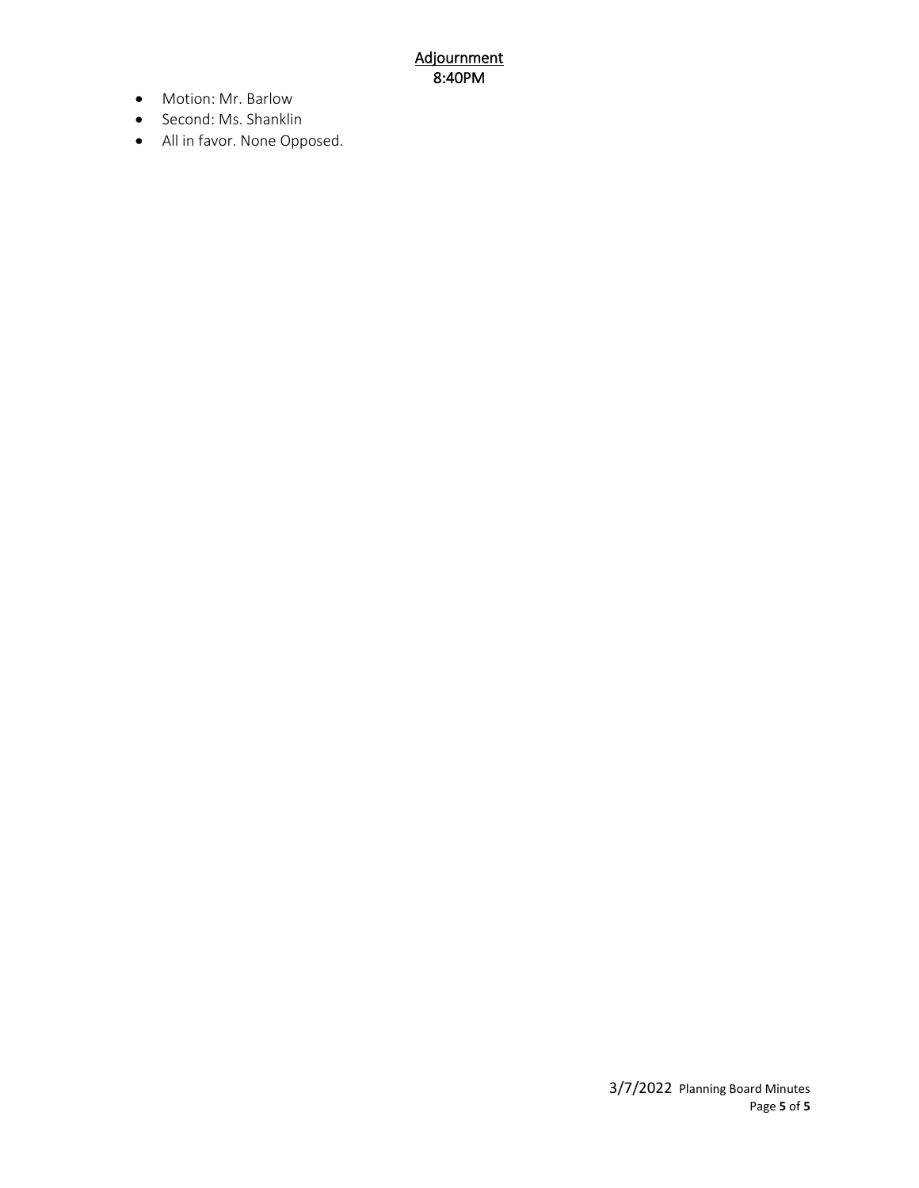## Adjournment
## 8:40PM

- Motion: Mr. Barlow
- Second: Ms. Shanklin
- All in favor. None Opposed.